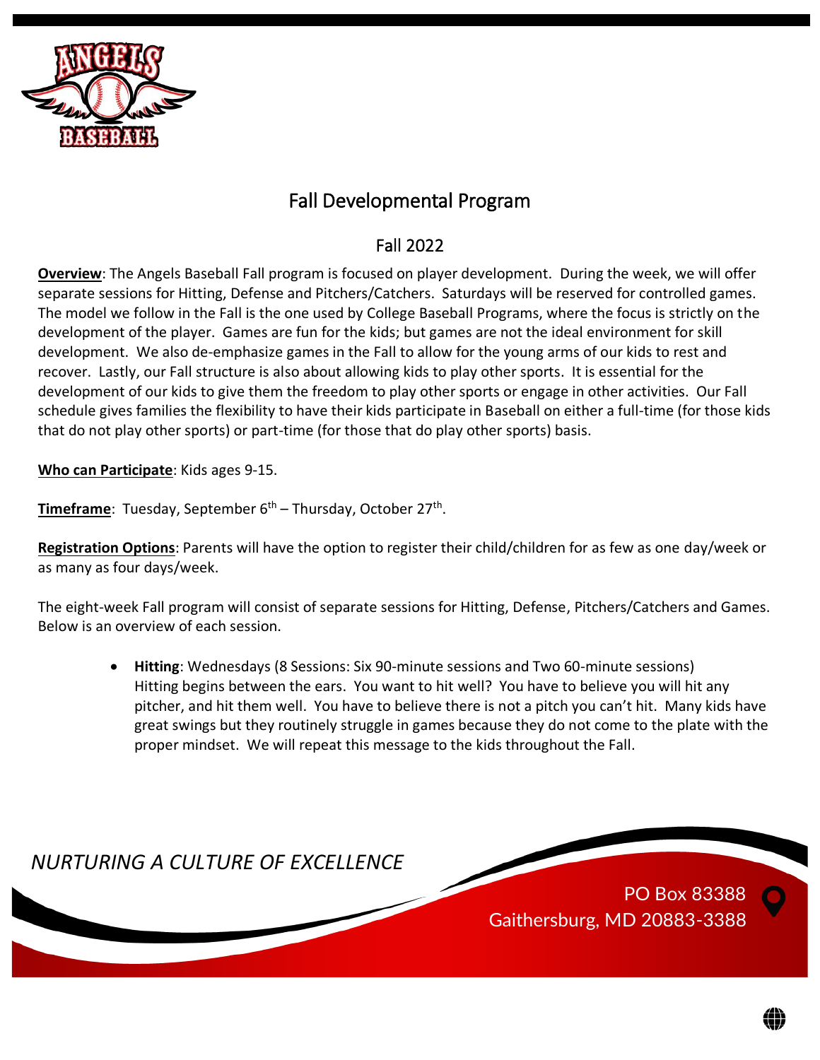# Fall Developmental Program

## Fall 2022

**Overview**: The Angels Baseball Fall program is focused on player development. During the week, we will offer separate sessions for Hitting, Defense and Pitchers/Catchers. Saturdays will be reserved for controlled games. The model we follow in the Fall is the one used by College Baseball Programs, where the focus is strictly on the development of the player. Games are fun for the kids; but games are not the ideal environment for skill development. We also de-emphasize games in the Fall to allow for the young arms of our kids to rest and recover. Lastly, our Fall structure is also about allowing kids to play other sports. It is essential for the development of our kids to give them the freedom to play other sports or engage in other activities. Our Fall schedule gives families the flexibility to have their kids participate in Baseball on either a full-time (for those kids that do not play other sports) or part-time (for those that do play other sports) basis.

**Who can Participate**: Kids ages 9-15.

**Timeframe**: Tuesday, September 6th – Thursday, October 27th.

**Registration Options**: Parents will have the option to register their child/children for as few as one day/week or as many as four days/week.

The eight-week Fall program will consist of separate sessions for Hitting, Defense, Pitchers/Catchers and Games. Below is an overview of each session.

- **Hitting**: Wednesdays (8 Sessions: Six 90-minute sessions and Two 60-minute sessions) Hitting begins between the ears. You want to hit well? You have to believe you will hit any pitcher, and hit them well. You have to believe there is not a pitch you can't hit. Many kids have great swings but they routinely struggle in games because they do not come to the plate with the proper mindset. We will repeat this message to the kids throughout the Fall.

*NURTURING A CULTURE OF EXCELLENCE*

PO Box 83388
Gaithersburg, MD 20883-3388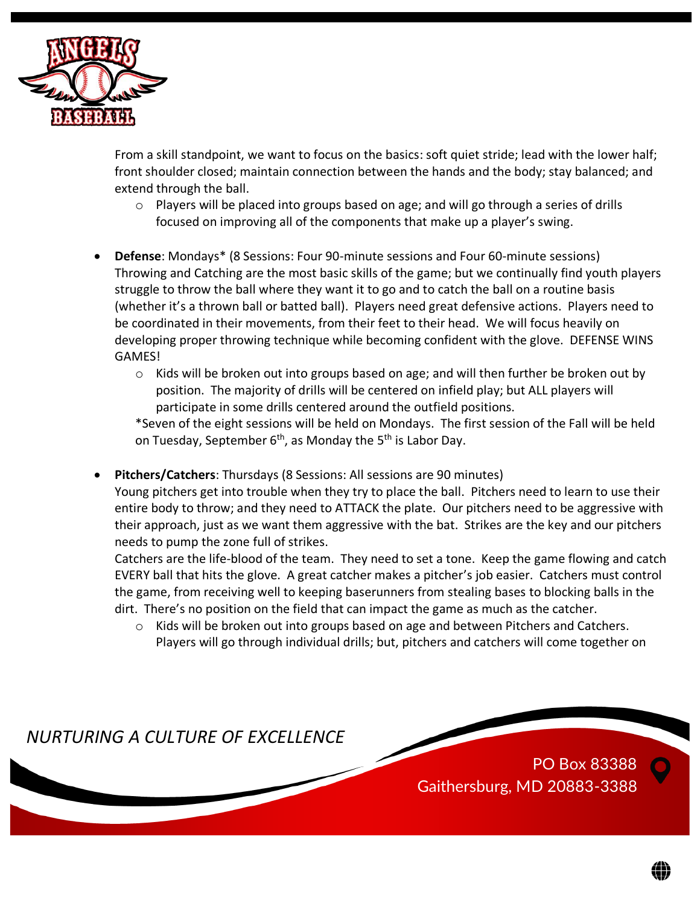From a skill standpoint, we want to focus on the basics: soft quiet stride; lead with the lower half; front shoulder closed; maintain connection between the hands and the body; stay balanced; and extend through the ball.

  - Players will be placed into groups based on age; and will go through a series of drills focused on improving all of the components that make up a player's swing.

- **Defense**: Mondays* (8 Sessions: Four 90-minute sessions and Four 60-minute sessions)
  Throwing and Catching are the most basic skills of the game; but we continually find youth players struggle to throw the ball where they want it to go and to catch the ball on a routine basis (whether it's a thrown ball or batted ball). Players need great defensive actions. Players need to be coordinated in their movements, from their feet to their head. We will focus heavily on developing proper throwing technique while becoming confident with the glove. DEFENSE WINS GAMES!
  - Kids will be broken out into groups based on age; and will then further be broken out by position. The majority of drills will be centered on infield play; but ALL players will participate in some drills centered around the outfield positions.

  *Seven of the eight sessions will be held on Mondays. The first session of the Fall will be held on Tuesday, September 6th, as Monday the 5th is Labor Day.

- **Pitchers/Catchers**: Thursdays (8 Sessions: All sessions are 90 minutes)
  Young pitchers get into trouble when they try to place the ball. Pitchers need to learn to use their entire body to throw; and they need to ATTACK the plate. Our pitchers need to be aggressive with their approach, just as we want them aggressive with the bat. Strikes are the key and our pitchers needs to pump the zone full of strikes.
  Catchers are the life-blood of the team. They need to set a tone. Keep the game flowing and catch EVERY ball that hits the glove. A great catcher makes a pitcher's job easier. Catchers must control the game, from receiving well to keeping baserunners from stealing bases to blocking balls in the dirt. There's no position on the field that can impact the game as much as the catcher.
  - Kids will be broken out into groups based on age and between Pitchers and Catchers. Players will go through individual drills; but, pitchers and catchers will come together on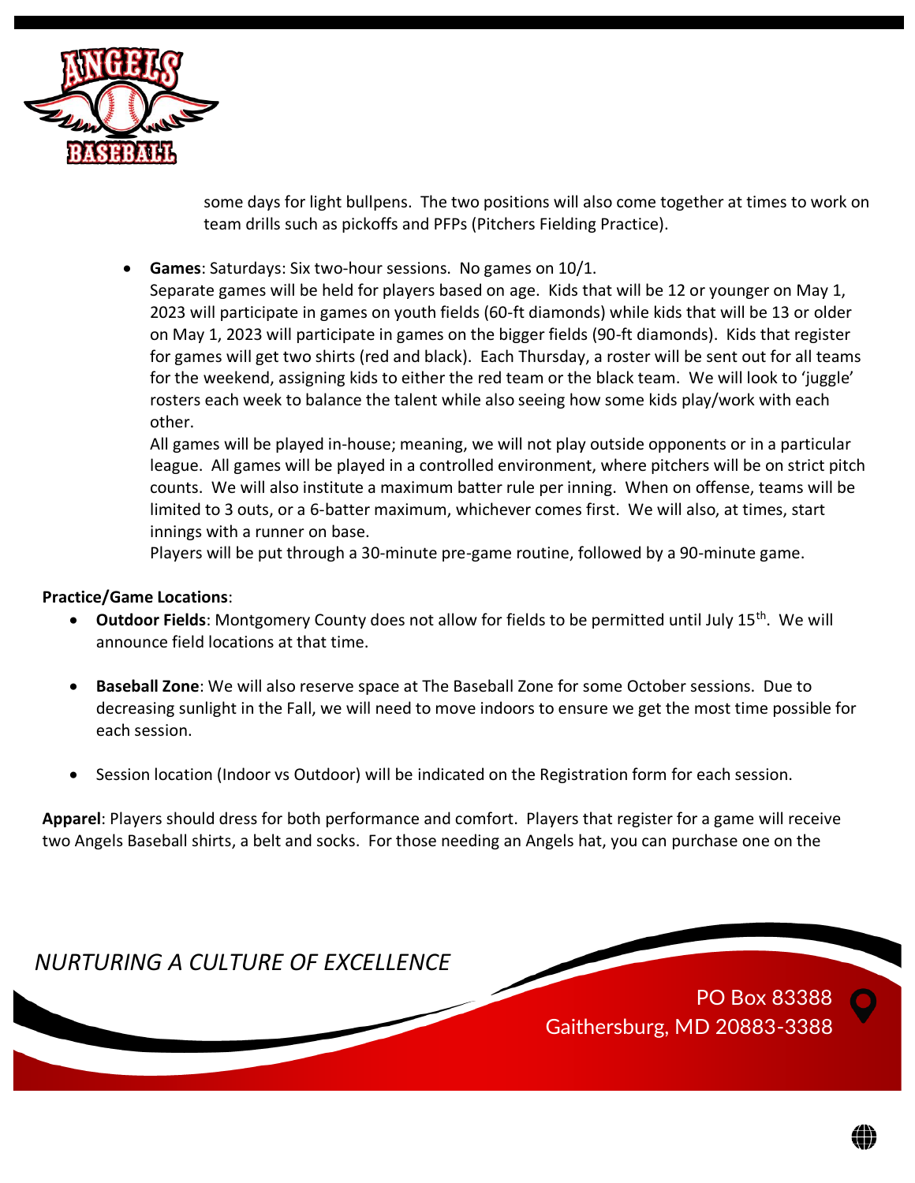some days for light bullpens. The two positions will also come together at times to work on team drills such as pickoffs and PFPs (Pitchers Fielding Practice).

- **Games**: Saturdays: Six two-hour sessions. No games on 10/1.
  Separate games will be held for players based on age. Kids that will be 12 or younger on May 1, 2023 will participate in games on youth fields (60-ft diamonds) while kids that will be 13 or older on May 1, 2023 will participate in games on the bigger fields (90-ft diamonds). Kids that register for games will get two shirts (red and black). Each Thursday, a roster will be sent out for all teams for the weekend, assigning kids to either the red team or the black team. We will look to 'juggle' rosters each week to balance the talent while also seeing how some kids play/work with each other.
  All games will be played in-house; meaning, we will not play outside opponents or in a particular league. All games will be played in a controlled environment, where pitchers will be on strict pitch counts. We will also institute a maximum batter rule per inning. When on offense, teams will be limited to 3 outs, or a 6-batter maximum, whichever comes first. We will also, at times, start innings with a runner on base.
  Players will be put through a 30-minute pre-game routine, followed by a 90-minute game.

**Practice/Game Locations**:

- **Outdoor Fields**: Montgomery County does not allow for fields to be permitted until July 15th. We will announce field locations at that time.
- **Baseball Zone**: We will also reserve space at The Baseball Zone for some October sessions. Due to decreasing sunlight in the Fall, we will need to move indoors to ensure we get the most time possible for each session.
- Session location (Indoor vs Outdoor) will be indicated on the Registration form for each session.

**Apparel**: Players should dress for both performance and comfort. Players that register for a game will receive two Angels Baseball shirts, a belt and socks. For those needing an Angels hat, you can purchase one on the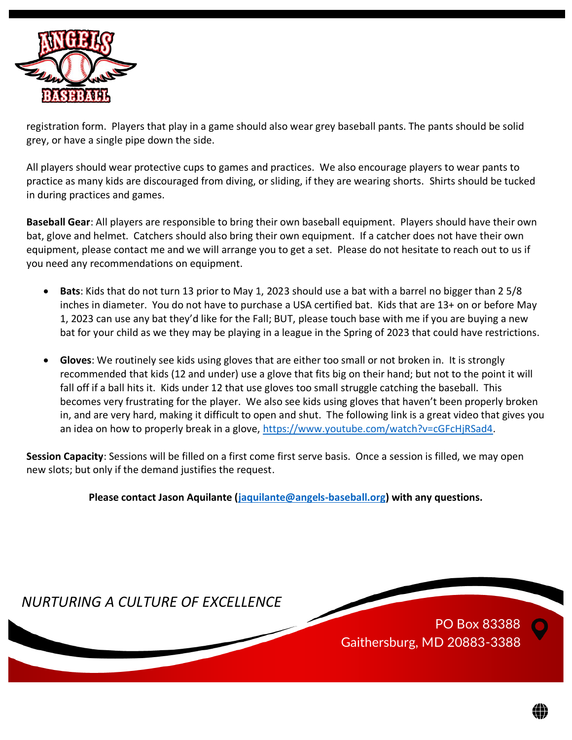registration form. Players that play in a game should also wear grey baseball pants. The pants should be solid grey, or have a single pipe down the side.

All players should wear protective cups to games and practices. We also encourage players to wear pants to practice as many kids are discouraged from diving, or sliding, if they are wearing shorts. Shirts should be tucked in during practices and games.

**Baseball Gear**: All players are responsible to bring their own baseball equipment. Players should have their own bat, glove and helmet. Catchers should also bring their own equipment. If a catcher does not have their own equipment, please contact me and we will arrange you to get a set. Please do not hesitate to reach out to us if you need any recommendations on equipment.

- **Bats**: Kids that do not turn 13 prior to May 1, 2023 should use a bat with a barrel no bigger than 2 5/8 inches in diameter. You do not have to purchase a USA certified bat. Kids that are 13+ on or before May 1, 2023 can use any bat they'd like for the Fall; BUT, please touch base with me if you are buying a new bat for your child as we they may be playing in a league in the Spring of 2023 that could have restrictions.

- **Gloves**: We routinely see kids using gloves that are either too small or not broken in. It is strongly recommended that kids (12 and under) use a glove that fits big on their hand; but not to the point it will fall off if a ball hits it. Kids under 12 that use gloves too small struggle catching the baseball. This becomes very frustrating for the player. We also see kids using gloves that haven't been properly broken in, and are very hard, making it difficult to open and shut. The following link is a great video that gives you an idea on how to properly break in a glove, https://www.youtube.com/watch?v=cGFcHjRSad4.

**Session Capacity**: Sessions will be filled on a first come first serve basis. Once a session is filled, we may open new slots; but only if the demand justifies the request.

**Please contact Jason Aquilante (jaquilante@angels-baseball.org) with any questions.**

*NURTURING A CULTURE OF EXCELLENCE*

PO Box 83388
Gaithersburg, MD 20883-3388